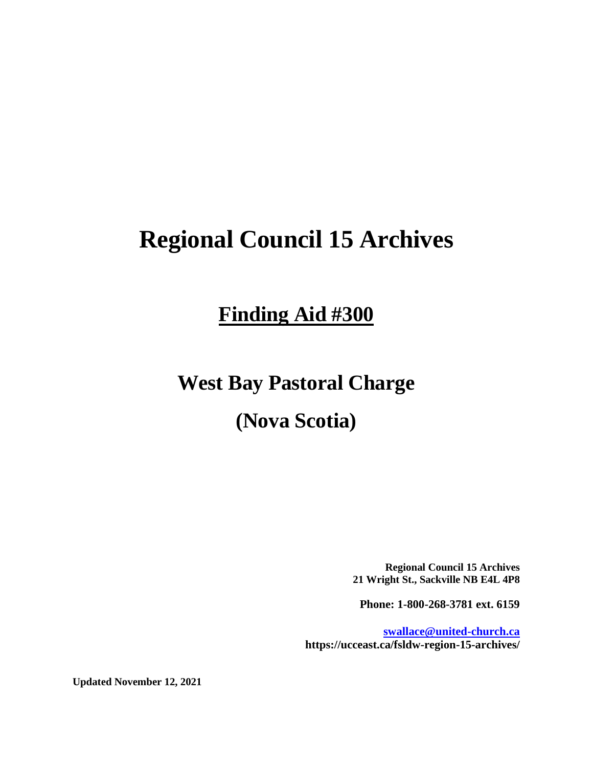# Regional Council 15 Archives

## Finding Aid #300

# West Bay Pastoral Charge

# (Nova Scotia)

**Regional Council 15 Archives**
**21 Wright St., Sackville NB E4L 4P8**

**Phone: 1-800-268-3781 ext. 6159**

**swallace@united-church.ca**
**https://ucceast.ca/fsldw-region-15-archives/**

**Updated November 12, 2021**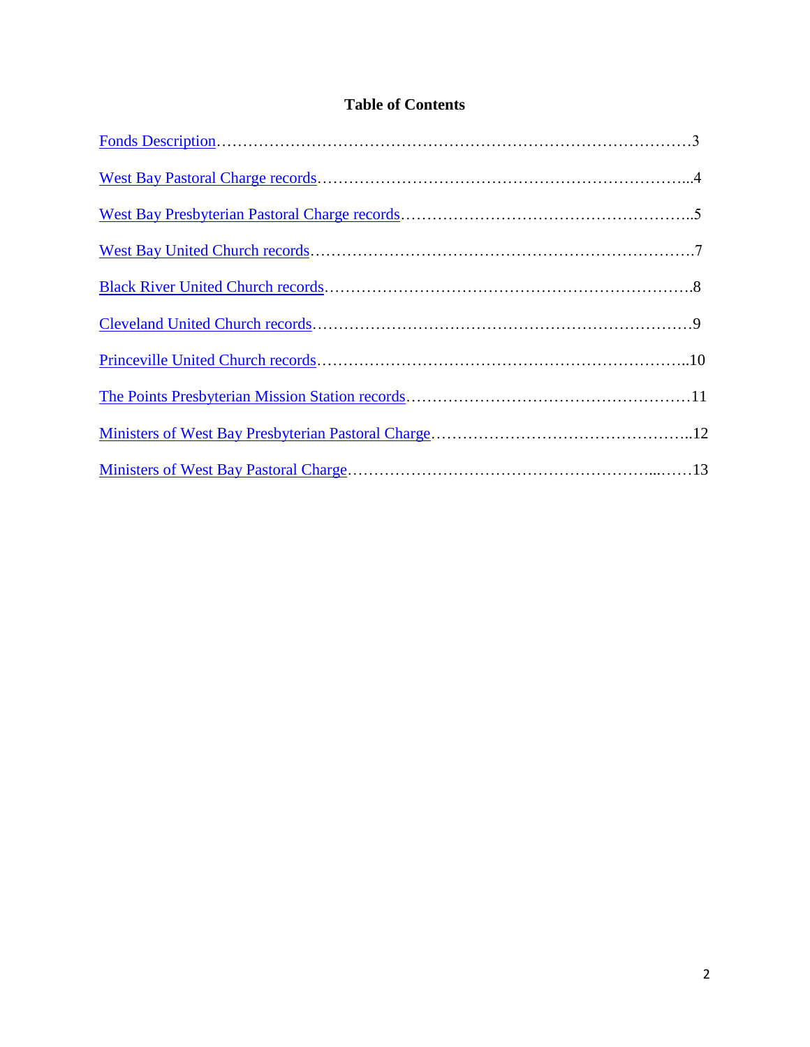# Table of Contents

Fonds Description…………………………………………………………………………………3

West Bay Pastoral Charge records……………………………………………………………...4

West Bay Presbyterian Pastoral Charge records………………………………………………..5

West Bay United Church records…………………………………………………………….7

Black River United Church records………………………………………………………….8

Cleveland United Church records……………………………………………………………9

Princeville United Church records…………………………………………………………..10

The Points Presbyterian Mission Station records………………………………………………11

Ministers of West Bay Presbyterian Pastoral Charge…………………………………………..12

Ministers of West Bay Pastoral Charge……………………………………………….....……13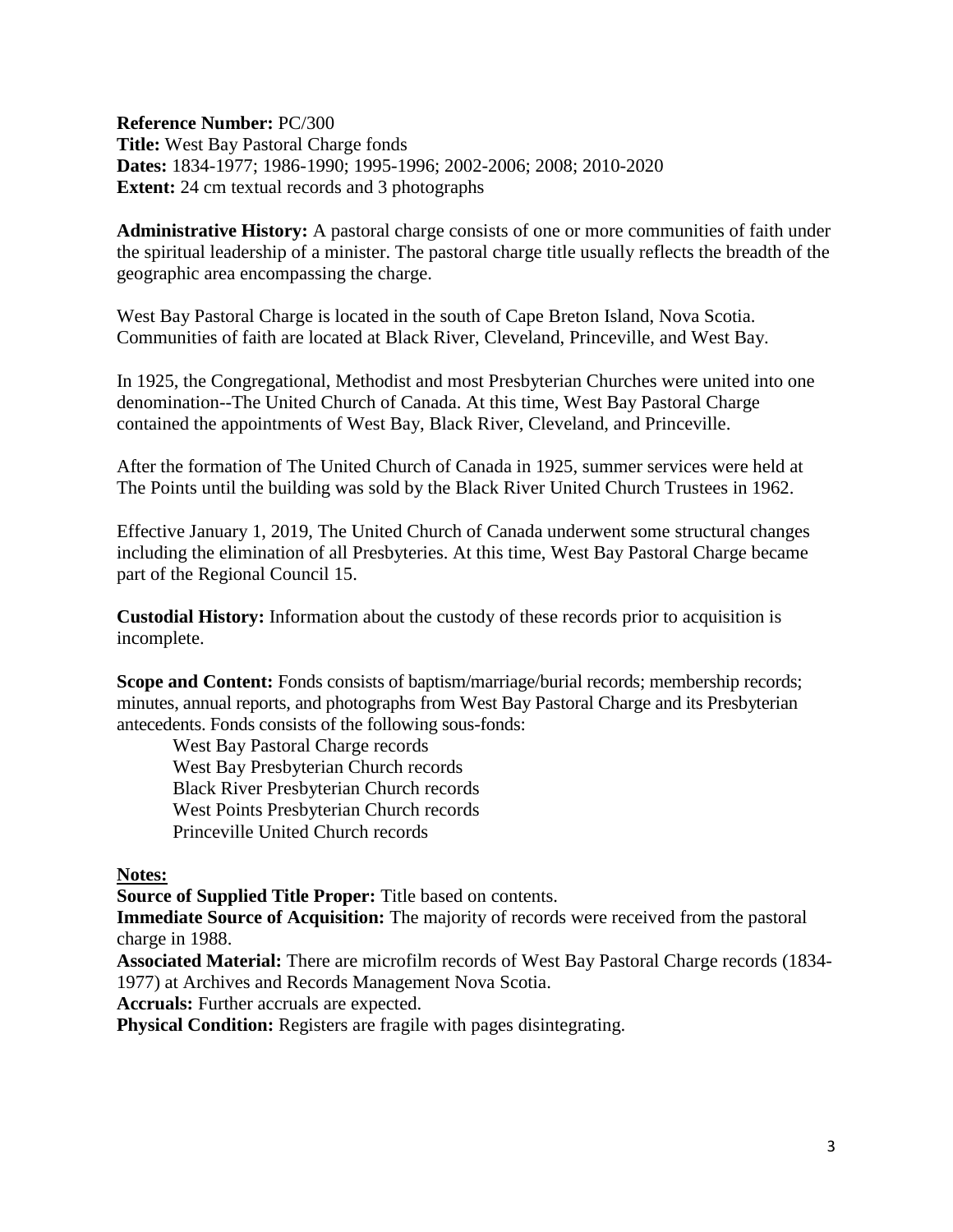**Reference Number:** PC/300
**Title:** West Bay Pastoral Charge fonds
**Dates:** 1834-1977; 1986-1990; 1995-1996; 2002-2006; 2008; 2010-2020
**Extent:** 24 cm textual records and 3 photographs

**Administrative History:** A pastoral charge consists of one or more communities of faith under the spiritual leadership of a minister. The pastoral charge title usually reflects the breadth of the geographic area encompassing the charge.

West Bay Pastoral Charge is located in the south of Cape Breton Island, Nova Scotia. Communities of faith are located at Black River, Cleveland, Princeville, and West Bay.

In 1925, the Congregational, Methodist and most Presbyterian Churches were united into one denomination--The United Church of Canada. At this time, West Bay Pastoral Charge contained the appointments of West Bay, Black River, Cleveland, and Princeville.

After the formation of The United Church of Canada in 1925, summer services were held at The Points until the building was sold by the Black River United Church Trustees in 1962.

Effective January 1, 2019, The United Church of Canada underwent some structural changes including the elimination of all Presbyteries. At this time, West Bay Pastoral Charge became part of the Regional Council 15.

**Custodial History:** Information about the custody of these records prior to acquisition is incomplete.

**Scope and Content:** Fonds consists of baptism/marriage/burial records; membership records; minutes, annual reports, and photographs from West Bay Pastoral Charge and its Presbyterian antecedents. Fonds consists of the following sous-fonds:

- West Bay Pastoral Charge records
- West Bay Presbyterian Church records
- Black River Presbyterian Church records
- West Points Presbyterian Church records
- Princeville United Church records

**Notes:**

**Source of Supplied Title Proper:** Title based on contents.
**Immediate Source of Acquisition:** The majority of records were received from the pastoral charge in 1988.
**Associated Material:** There are microfilm records of West Bay Pastoral Charge records (1834-1977) at Archives and Records Management Nova Scotia.
**Accruals:** Further accruals are expected.
**Physical Condition:** Registers are fragile with pages disintegrating.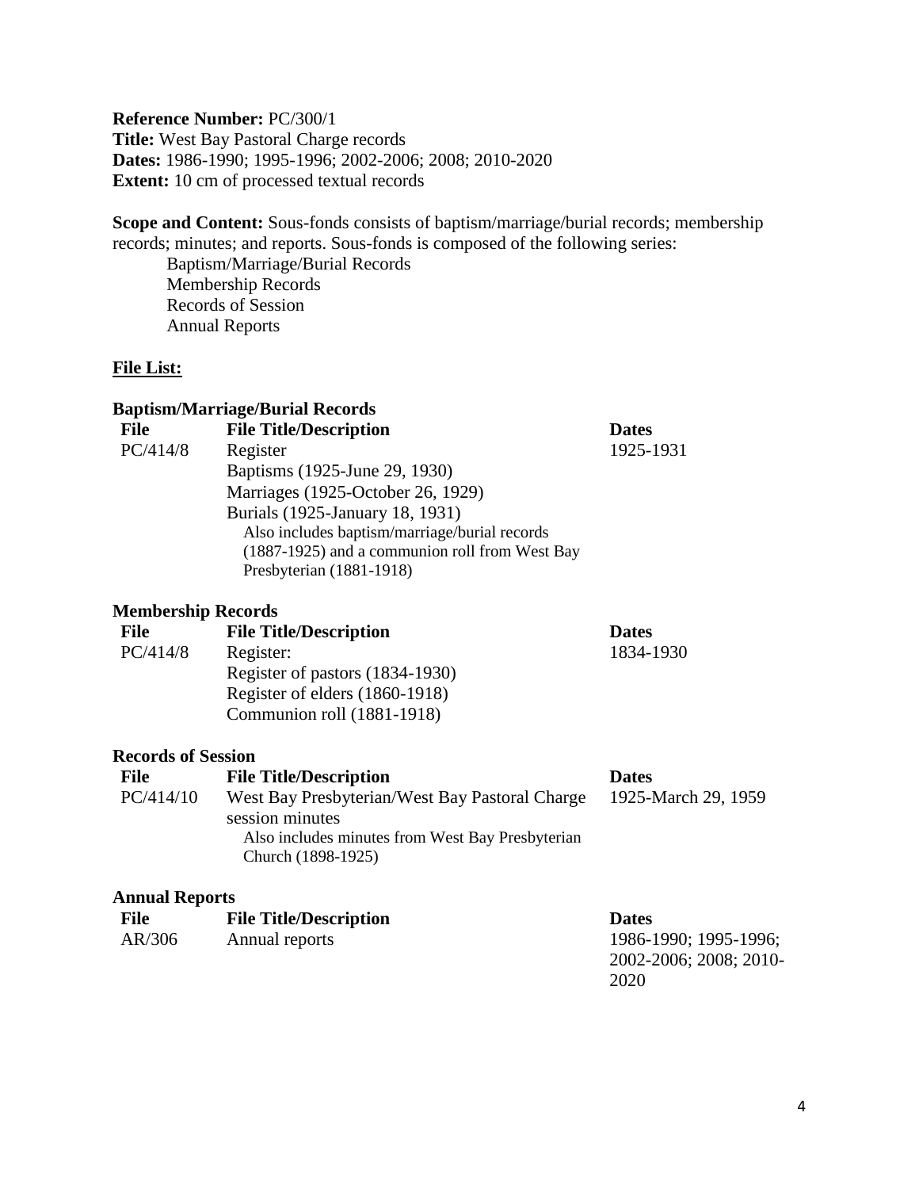**Reference Number:** PC/300/1
**Title:** West Bay Pastoral Charge records
**Dates:** 1986-1990; 1995-1996; 2002-2006; 2008; 2010-2020
**Extent:** 10 cm of processed textual records

**Scope and Content:** Sous-fonds consists of baptism/marriage/burial records; membership records; minutes; and reports. Sous-fonds is composed of the following series:

- Baptism/Marriage/Burial Records
- Membership Records
- Records of Session
- Annual Reports

**File List:**

**Baptism/Marriage/Burial Records**

| File | File Title/Description | Dates |
|---|---|---|
| PC/414/8 | Register<br>Baptisms (1925-June 29, 1930)<br>Marriages (1925-October 26, 1929)<br>Burials (1925-January 18, 1931)<br>Also includes baptism/marriage/burial records (1887-1925) and a communion roll from West Bay Presbyterian (1881-1918) | 1925-1931 |

**Membership Records**

| File | File Title/Description | Dates |
|---|---|---|
| PC/414/8 | Register:<br>Register of pastors (1834-1930)<br>Register of elders (1860-1918)<br>Communion roll (1881-1918) | 1834-1930 |

**Records of Session**

| File | File Title/Description | Dates |
|---|---|---|
| PC/414/10 | West Bay Presbyterian/West Bay Pastoral Charge session minutes<br>Also includes minutes from West Bay Presbyterian Church (1898-1925) | 1925-March 29, 1959 |

**Annual Reports**

| File | File Title/Description | Dates |
|---|---|---|
| AR/306 | Annual reports | 1986-1990; 1995-1996; 2002-2006; 2008; 2010-2020 |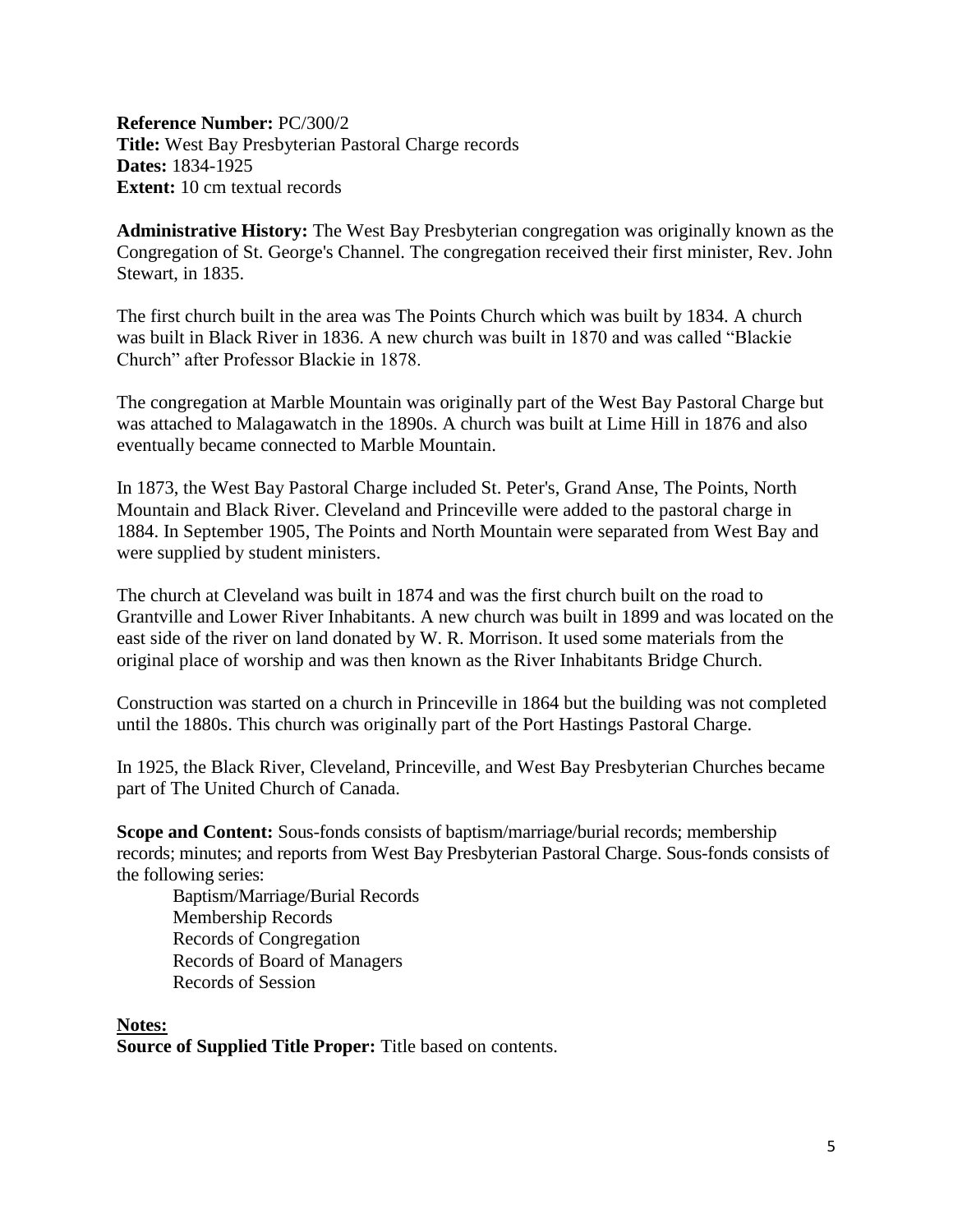**Reference Number:** PC/300/2
**Title:** West Bay Presbyterian Pastoral Charge records
**Dates:** 1834-1925
**Extent:** 10 cm textual records

**Administrative History:** The West Bay Presbyterian congregation was originally known as the Congregation of St. George's Channel. The congregation received their first minister, Rev. John Stewart, in 1835.

The first church built in the area was The Points Church which was built by 1834. A church was built in Black River in 1836. A new church was built in 1870 and was called "Blackie Church" after Professor Blackie in 1878.

The congregation at Marble Mountain was originally part of the West Bay Pastoral Charge but was attached to Malagawatch in the 1890s. A church was built at Lime Hill in 1876 and also eventually became connected to Marble Mountain.

In 1873, the West Bay Pastoral Charge included St. Peter's, Grand Anse, The Points, North Mountain and Black River. Cleveland and Princeville were added to the pastoral charge in 1884. In September 1905, The Points and North Mountain were separated from West Bay and were supplied by student ministers.

The church at Cleveland was built in 1874 and was the first church built on the road to Grantville and Lower River Inhabitants. A new church was built in 1899 and was located on the east side of the river on land donated by W. R. Morrison. It used some materials from the original place of worship and was then known as the River Inhabitants Bridge Church.

Construction was started on a church in Princeville in 1864 but the building was not completed until the 1880s. This church was originally part of the Port Hastings Pastoral Charge.

In 1925, the Black River, Cleveland, Princeville, and West Bay Presbyterian Churches became part of The United Church of Canada.

**Scope and Content:** Sous-fonds consists of baptism/marriage/burial records; membership records; minutes; and reports from West Bay Presbyterian Pastoral Charge. Sous-fonds consists of the following series:

- Baptism/Marriage/Burial Records
- Membership Records
- Records of Congregation
- Records of Board of Managers
- Records of Session

**Notes:**
**Source of Supplied Title Proper:** Title based on contents.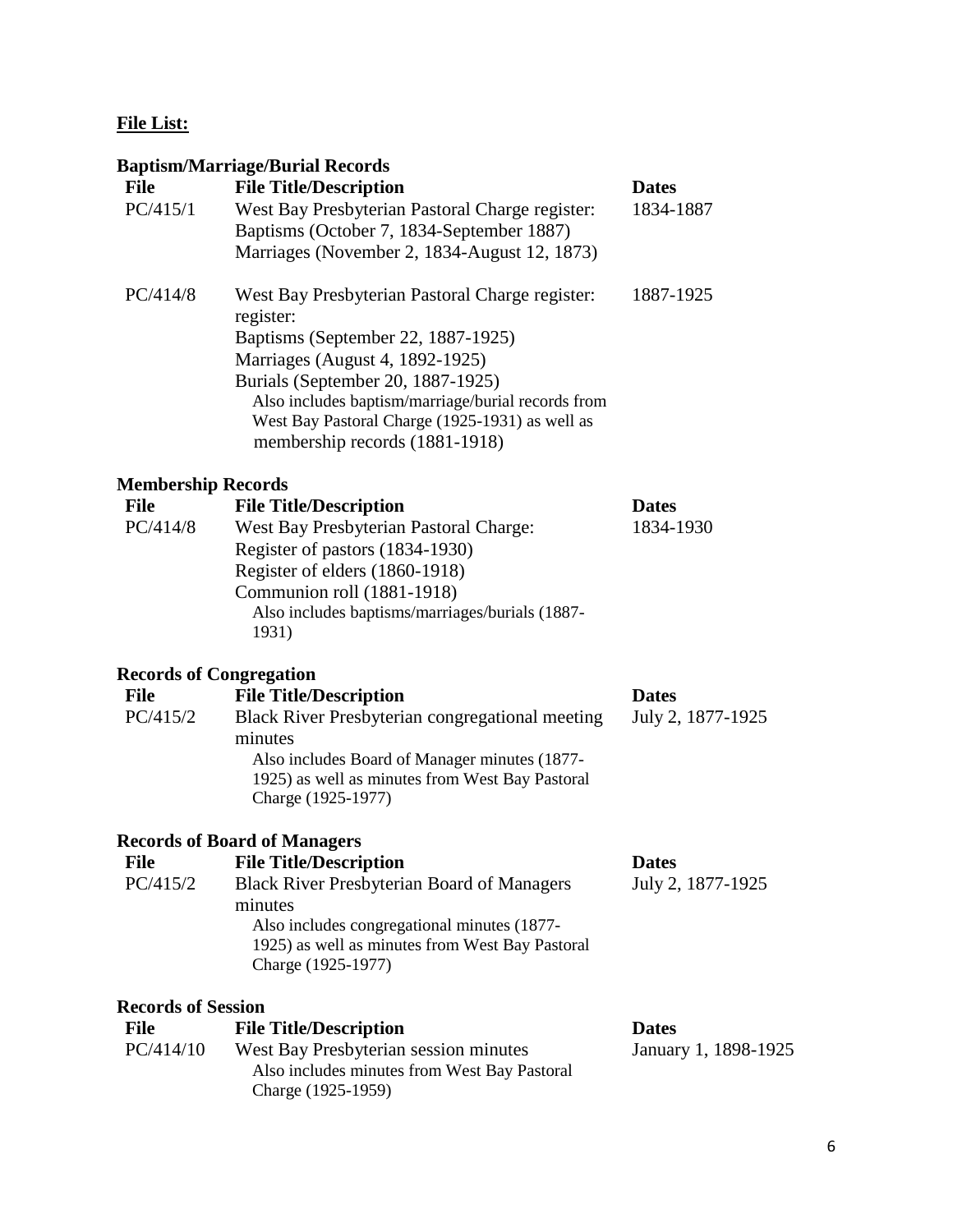**File List:**

### Baptism/Marriage/Burial Records

| File | File Title/Description | Dates |
|---|---|---|
| PC/415/1 | West Bay Presbyterian Pastoral Charge register:<br>Baptisms (October 7, 1834-September 1887)<br>Marriages (November 2, 1834-August 12, 1873) | 1834-1887 |
| PC/414/8 | West Bay Presbyterian Pastoral Charge register:<br>register:<br>Baptisms (September 22, 1887-1925)<br>Marriages (August 4, 1892-1925)<br>Burials (September 20, 1887-1925)<br>Also includes baptism/marriage/burial records from West Bay Pastoral Charge (1925-1931) as well as membership records (1881-1918) | 1887-1925 |

### Membership Records

| File | File Title/Description | Dates |
|---|---|---|
| PC/414/8 | West Bay Presbyterian Pastoral Charge:<br>Register of pastors (1834-1930)<br>Register of elders (1860-1918)<br>Communion roll (1881-1918)<br>Also includes baptisms/marriages/burials (1887-1931) | 1834-1930 |

### Records of Congregation

| File | File Title/Description | Dates |
|---|---|---|
| PC/415/2 | Black River Presbyterian congregational meeting minutes<br>Also includes Board of Manager minutes (1877-1925) as well as minutes from West Bay Pastoral Charge (1925-1977) | July 2, 1877-1925 |

### Records of Board of Managers

| File | File Title/Description | Dates |
|---|---|---|
| PC/415/2 | Black River Presbyterian Board of Managers minutes<br>Also includes congregational minutes (1877-1925) as well as minutes from West Bay Pastoral Charge (1925-1977) | July 2, 1877-1925 |

### Records of Session

| File | File Title/Description | Dates |
|---|---|---|
| PC/414/10 | West Bay Presbyterian session minutes<br>Also includes minutes from West Bay Pastoral Charge (1925-1959) | January 1, 1898-1925 |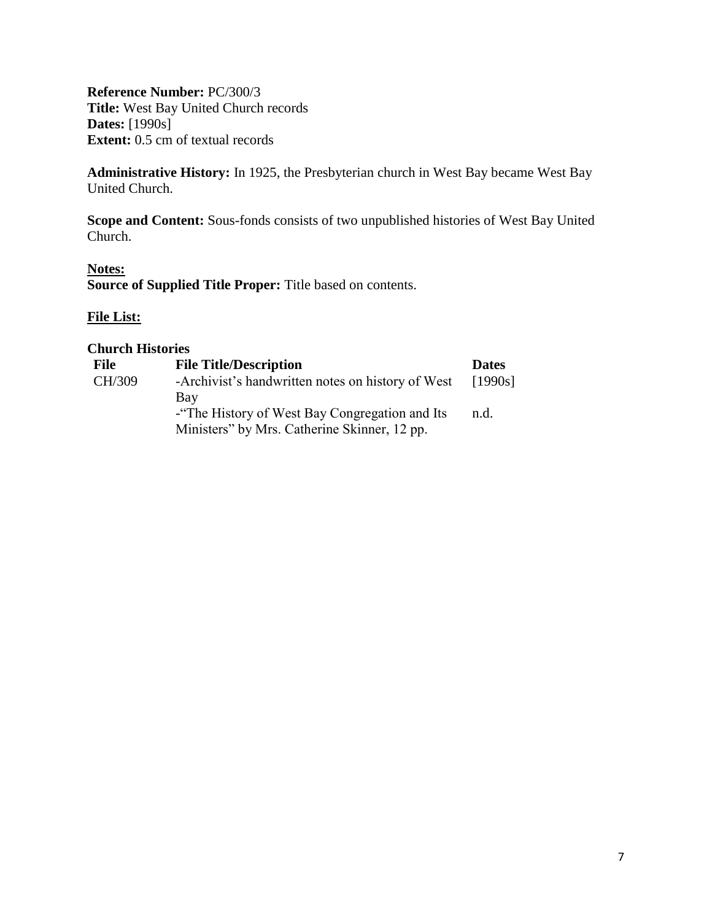**Reference Number:** PC/300/3
**Title:** West Bay United Church records
**Dates:** [1990s]
**Extent:** 0.5 cm of textual records

**Administrative History:** In 1925, the Presbyterian church in West Bay became West Bay United Church.

**Scope and Content:** Sous-fonds consists of two unpublished histories of West Bay United Church.

**Notes:**
**Source of Supplied Title Proper:** Title based on contents.

**File List:**

**Church Histories**

| File | File Title/Description | Dates |
|---|---|---|
| CH/309 | -Archivist's handwritten notes on history of West Bay | [1990s] |
| | -"The History of West Bay Congregation and Its Ministers" by Mrs. Catherine Skinner, 12 pp. | n.d. |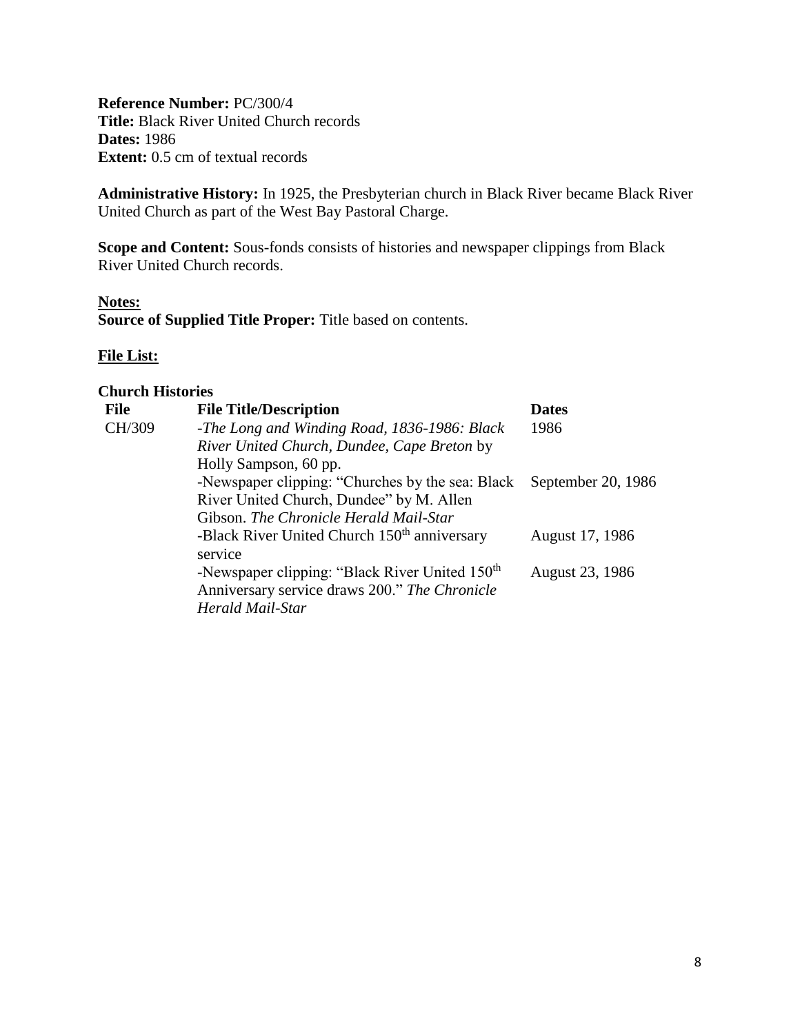**Reference Number:** PC/300/4
**Title:** Black River United Church records
**Dates:** 1986
**Extent:** 0.5 cm of textual records

**Administrative History:** In 1925, the Presbyterian church in Black River became Black River United Church as part of the West Bay Pastoral Charge.

**Scope and Content:** Sous-fonds consists of histories and newspaper clippings from Black River United Church records.

**Notes:**
**Source of Supplied Title Proper:** Title based on contents.

**File List:**

**Church Histories**

| File | File Title/Description | Dates |
|---|---|---|
| CH/309 | -*The Long and Winding Road, 1836-1986: Black River United Church, Dundee, Cape Breton* by Holly Sampson, 60 pp. | 1986 |
| | -Newspaper clipping: "Churches by the sea: Black River United Church, Dundee" by M. Allen Gibson. *The Chronicle Herald Mail-Star* | September 20, 1986 |
| | -Black River United Church 150th anniversary service | August 17, 1986 |
| | -Newspaper clipping: "Black River United 150th Anniversary service draws 200." *The Chronicle Herald Mail-Star* | August 23, 1986 |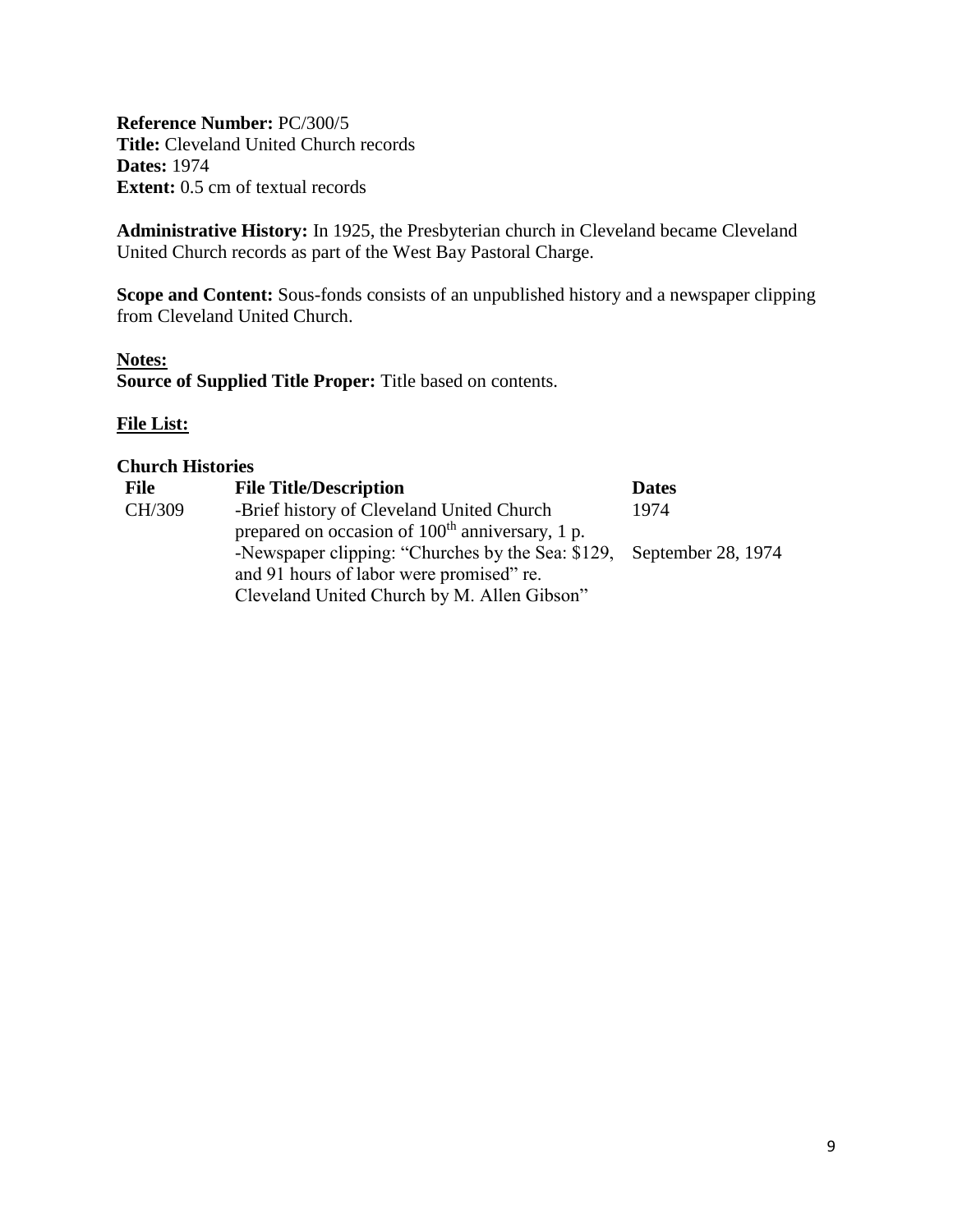**Reference Number:** PC/300/5
**Title:** Cleveland United Church records
**Dates:** 1974
**Extent:** 0.5 cm of textual records

**Administrative History:** In 1925, the Presbyterian church in Cleveland became Cleveland United Church records as part of the West Bay Pastoral Charge.

**Scope and Content:** Sous-fonds consists of an unpublished history and a newspaper clipping from Cleveland United Church.

**Notes:**
**Source of Supplied Title Proper:** Title based on contents.

**File List:**

**Church Histories**

| File | File Title/Description | Dates |
|---|---|---|
| CH/309 | -Brief history of Cleveland United Church prepared on occasion of 100th anniversary, 1 p. | 1974 |
| | -Newspaper clipping: "Churches by the Sea: $129, and 91 hours of labor were promised" re. Cleveland United Church by M. Allen Gibson" | September 28, 1974 |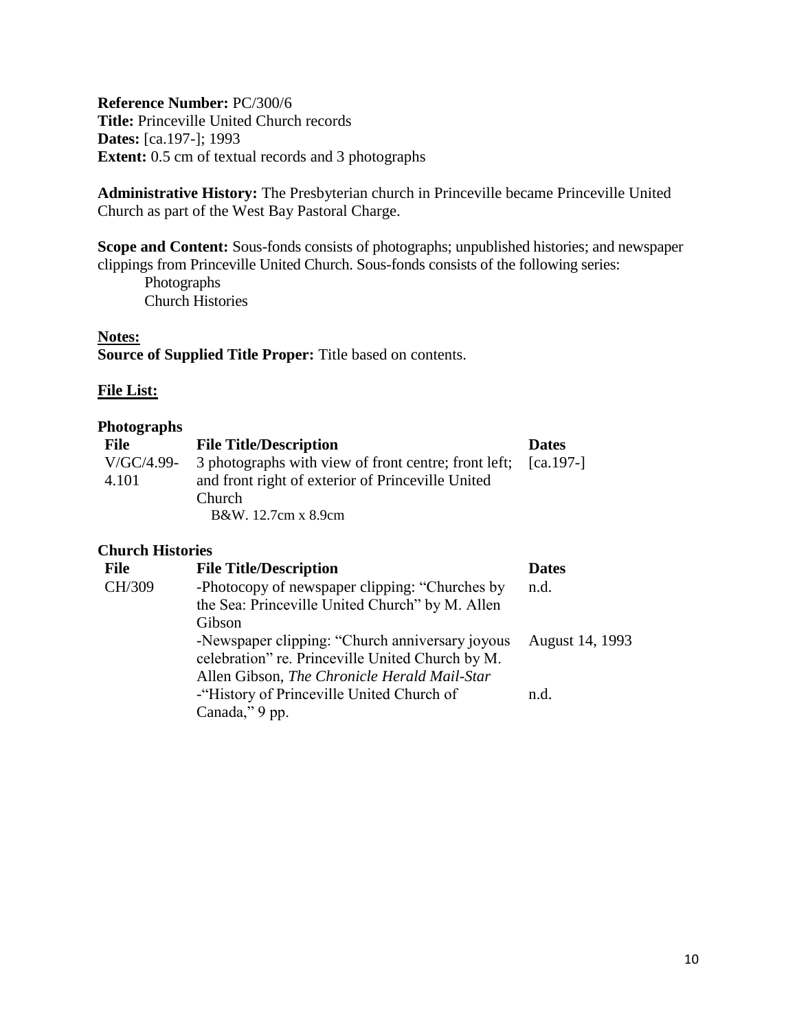**Reference Number:** PC/300/6
**Title:** Princeville United Church records
**Dates:** [ca.197-]; 1993
**Extent:** 0.5 cm of textual records and 3 photographs

**Administrative History:** The Presbyterian church in Princeville became Princeville United Church as part of the West Bay Pastoral Charge.

**Scope and Content:** Sous-fonds consists of photographs; unpublished histories; and newspaper clippings from Princeville United Church. Sous-fonds consists of the following series:

- Photographs
- Church Histories

**Notes:**

**Source of Supplied Title Proper:** Title based on contents.

**File List:**

**Photographs**

| File | File Title/Description | Dates |
|---|---|---|
| V/GC/4.99-4.101 | 3 photographs with view of front centre; front left; and front right of exterior of Princeville United Church<br>B&W. 12.7cm x 8.9cm | [ca.197-] |

**Church Histories**

| File | File Title/Description | Dates |
|---|---|---|
| CH/309 | -Photocopy of newspaper clipping: "Churches by the Sea: Princeville United Church" by M. Allen Gibson | n.d. |
| | -Newspaper clipping: "Church anniversary joyous celebration" re. Princeville United Church by M. Allen Gibson, *The Chronicle Herald Mail-Star* | August 14, 1993 |
| | -"History of Princeville United Church of Canada," 9 pp. | n.d. |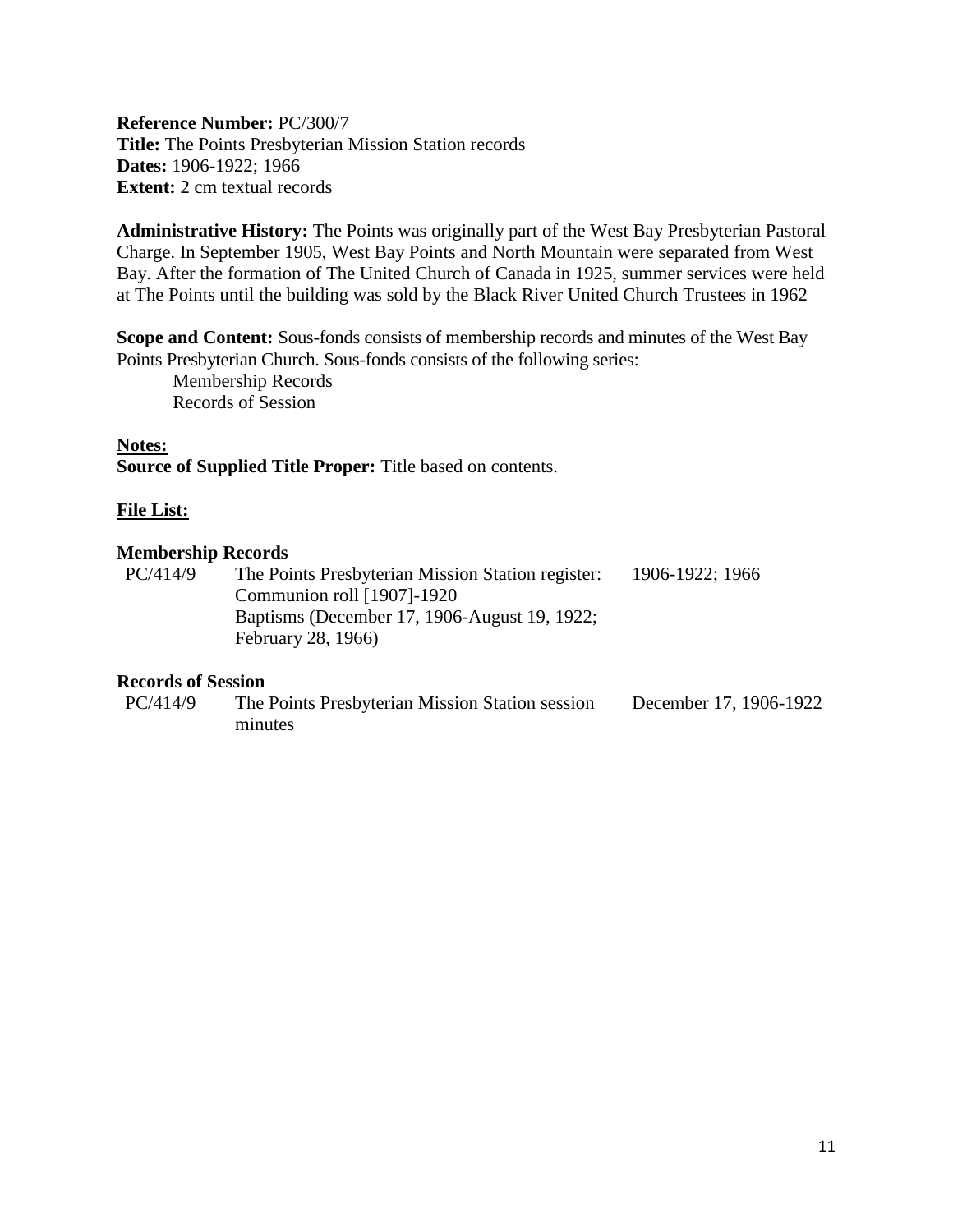**Reference Number:** PC/300/7
**Title:** The Points Presbyterian Mission Station records
**Dates:** 1906-1922; 1966
**Extent:** 2 cm textual records

**Administrative History:** The Points was originally part of the West Bay Presbyterian Pastoral Charge. In September 1905, West Bay Points and North Mountain were separated from West Bay. After the formation of The United Church of Canada in 1925, summer services were held at The Points until the building was sold by the Black River United Church Trustees in 1962

**Scope and Content:** Sous-fonds consists of membership records and minutes of the West Bay Points Presbyterian Church. Sous-fonds consists of the following series:

- Membership Records
- Records of Session

**Notes:**

**Source of Supplied Title Proper:** Title based on contents.

**File List:**

### Membership Records

| | | |
|---|---|---|
| PC/414/9 | The Points Presbyterian Mission Station register: Communion roll [1907]-1920 Baptisms (December 17, 1906-August 19, 1922; February 28, 1966) | 1906-1922; 1966 |

### Records of Session

| | | |
|---|---|---|
| PC/414/9 | The Points Presbyterian Mission Station session minutes | December 17, 1906-1922 |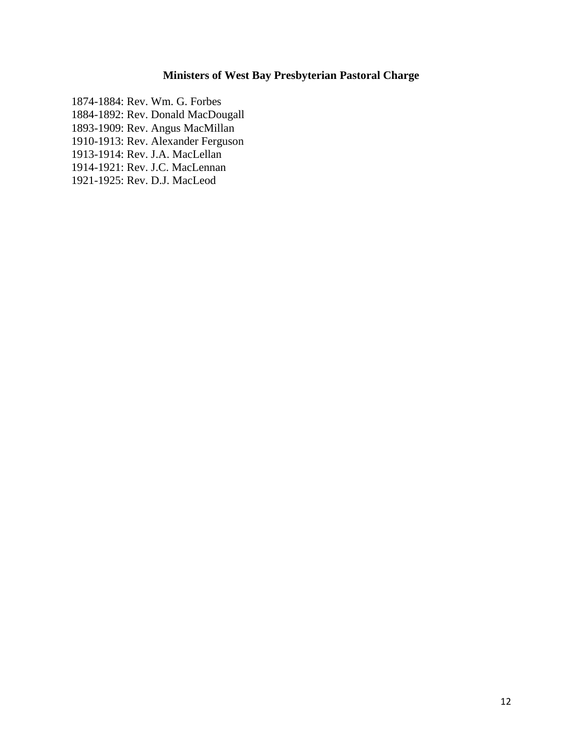## Ministers of West Bay Presbyterian Pastoral Charge

1874-1884: Rev. Wm. G. Forbes
1884-1892: Rev. Donald MacDougall
1893-1909: Rev. Angus MacMillan
1910-1913: Rev. Alexander Ferguson
1913-1914: Rev. J.A. MacLellan
1914-1921: Rev. J.C. MacLennan
1921-1925: Rev. D.J. MacLeod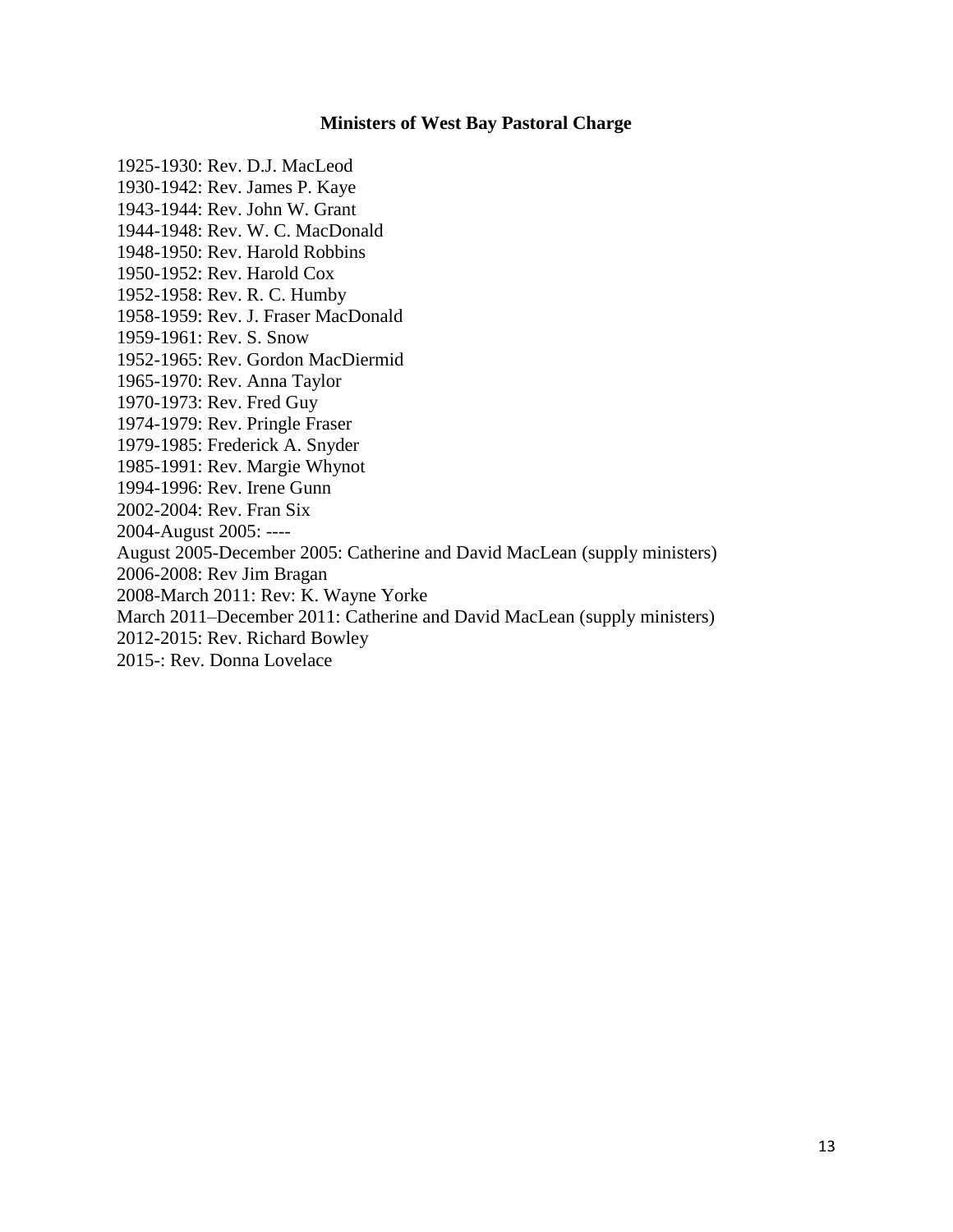## Ministers of West Bay Pastoral Charge

1925-1930: Rev. D.J. MacLeod  
1930-1942: Rev. James P. Kaye  
1943-1944: Rev. John W. Grant  
1944-1948: Rev. W. C. MacDonald  
1948-1950: Rev. Harold Robbins  
1950-1952: Rev. Harold Cox  
1952-1958: Rev. R. C. Humby  
1958-1959: Rev. J. Fraser MacDonald  
1959-1961: Rev. S. Snow  
1952-1965: Rev. Gordon MacDiermid  
1965-1970: Rev. Anna Taylor  
1970-1973: Rev. Fred Guy  
1974-1979: Rev. Pringle Fraser  
1979-1985: Frederick A. Snyder  
1985-1991: Rev. Margie Whynot  
1994-1996: Rev. Irene Gunn  
2002-2004: Rev. Fran Six  
2004-August 2005: ----  
August 2005-December 2005: Catherine and David MacLean (supply ministers)  
2006-2008: Rev Jim Bragan  
2008-March 2011: Rev: K. Wayne Yorke  
March 2011–December 2011: Catherine and David MacLean (supply ministers)  
2012-2015: Rev. Richard Bowley  
2015-: Rev. Donna Lovelace